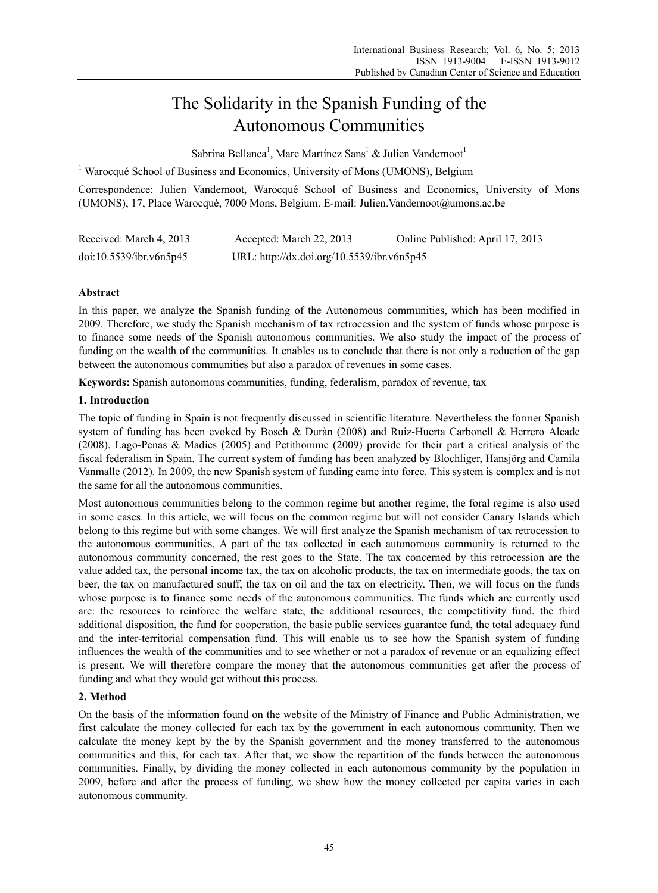# The Solidarity in the Spanish Funding of the Autonomous Communities

Sabrina Bellanca[1], Marc Martínez Sans[1] & Julien Vandernoot[1]

[1] Warocqué School of Business and Economics, University of Mons (UMONS), Belgium

Correspondence: Julien Vandernoot, Warocqué School of Business and Economics, University of Mons (UMONS), 17, Place Warocqué, 7000 Mons, Belgium. E-mail: Julien.Vandernoot@umons.ac.be

Received: March 4, 2013    Accepted: March 22, 2013    Online Published: April 17, 2013

doi:10.5539/ibr.v6n5p45    URL: http://dx.doi.org/10.5539/ibr.v6n5p45

**Abstract**

In this paper, we analyze the Spanish funding of the Autonomous communities, which has been modified in 2009. Therefore, we study the Spanish mechanism of tax retrocession and the system of funds whose purpose is to finance some needs of the Spanish autonomous communities. We also study the impact of the process of funding on the wealth of the communities. It enables us to conclude that there is not only a reduction of the gap between the autonomous communities but also a paradox of revenues in some cases.

**Keywords:** Spanish autonomous communities, funding, federalism, paradox of revenue, tax

## 1. Introduction

The topic of funding in Spain is not frequently discussed in scientific literature. Nevertheless the former Spanish system of funding has been evoked by Bosch & Duràn (2008) and Ruiz-Huerta Carbonell & Herrero Alcade (2008). Lago-Penas & Madies (2005) and Petithomme (2009) provide for their part a critical analysis of the fiscal federalism in Spain. The current system of funding has been analyzed by Blochliger, Hansjörg and Camila Vanmalle (2012). In 2009, the new Spanish system of funding came into force. This system is complex and is not the same for all the autonomous communities.

Most autonomous communities belong to the common regime but another regime, the foral regime is also used in some cases. In this article, we will focus on the common regime but will not consider Canary Islands which belong to this regime but with some changes. We will first analyze the Spanish mechanism of tax retrocession to the autonomous communities. A part of the tax collected in each autonomous community is returned to the autonomous community concerned, the rest goes to the State. The tax concerned by this retrocession are the value added tax, the personal income tax, the tax on alcoholic products, the tax on intermediate goods, the tax on beer, the tax on manufactured snuff, the tax on oil and the tax on electricity. Then, we will focus on the funds whose purpose is to finance some needs of the autonomous communities. The funds which are currently used are: the resources to reinforce the welfare state, the additional resources, the competitivity fund, the third additional disposition, the fund for cooperation, the basic public services guarantee fund, the total adequacy fund and the inter-territorial compensation fund. This will enable us to see how the Spanish system of funding influences the wealth of the communities and to see whether or not a paradox of revenue or an equalizing effect is present. We will therefore compare the money that the autonomous communities get after the process of funding and what they would get without this process.

## 2. Method

On the basis of the information found on the website of the Ministry of Finance and Public Administration, we first calculate the money collected for each tax by the government in each autonomous community. Then we calculate the money kept by the by the Spanish government and the money transferred to the autonomous communities and this, for each tax. After that, we show the repartition of the funds between the autonomous communities. Finally, by dividing the money collected in each autonomous community by the population in 2009, before and after the process of funding, we show how the money collected per capita varies in each autonomous community.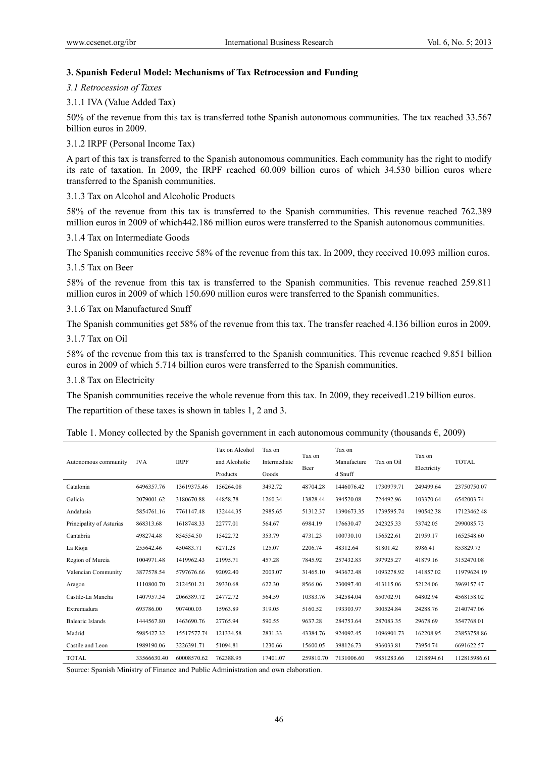## 3. Spanish Federal Model: Mechanisms of Tax Retrocession and Funding

### *3.1 Retrocession of Taxes*

#### 3.1.1 IVA (Value Added Tax)

50% of the revenue from this tax is transferred tothe Spanish autonomous communities. The tax reached 33.567 billion euros in 2009.

#### 3.1.2 IRPF (Personal Income Tax)

A part of this tax is transferred to the Spanish autonomous communities. Each community has the right to modify its rate of taxation. In 2009, the IRPF reached 60.009 billion euros of which 34.530 billion euros where transferred to the Spanish communities.

#### 3.1.3 Tax on Alcohol and Alcoholic Products

58% of the revenue from this tax is transferred to the Spanish communities. This revenue reached 762.389 million euros in 2009 of which442.186 million euros were transferred to the Spanish autonomous communities.

#### 3.1.4 Tax on Intermediate Goods

The Spanish communities receive 58% of the revenue from this tax. In 2009, they received 10.093 million euros.

#### 3.1.5 Tax on Beer

58% of the revenue from this tax is transferred to the Spanish communities. This revenue reached 259.811 million euros in 2009 of which 150.690 million euros were transferred to the Spanish communities.

#### 3.1.6 Tax on Manufactured Snuff

The Spanish communities get 58% of the revenue from this tax. The transfer reached 4.136 billion euros in 2009.

#### 3.1.7 Tax on Oil

58% of the revenue from this tax is transferred to the Spanish communities. This revenue reached 9.851 billion euros in 2009 of which 5.714 billion euros were transferred to the Spanish communities.

#### 3.1.8 Tax on Electricity

The Spanish communities receive the whole revenue from this tax. In 2009, they received1.219 billion euros.

The repartition of these taxes is shown in tables 1, 2 and 3.

Table 1. Money collected by the Spanish government in each autonomous community (thousands €, 2009)

| Autonomous community | IVA | IRPF | Tax on Alcohol and Alcoholic Products | Tax on Intermediate Goods | Tax on Beer | Tax on Manufacture d Snuff | Tax on Oil | Tax on Electricity | TOTAL |
|---|---|---|---|---|---|---|---|---|---|
| Catalonia | 6496357.76 | 13619375.46 | 156264.08 | 3492.72 | 48704.28 | 1446076.42 | 1730979.71 | 249499.64 | 23750750.07 |
| Galicia | 2079001.62 | 3180670.88 | 44858.78 | 1260.34 | 13828.44 | 394520.08 | 724492.96 | 103370.64 | 6542003.74 |
| Andalusia | 5854761.16 | 7761147.48 | 132444.35 | 2985.65 | 51312.37 | 1390673.35 | 1739595.74 | 190542.38 | 17123462.48 |
| Principality of Asturias | 868313.68 | 1618748.33 | 22777.01 | 564.67 | 6984.19 | 176630.47 | 242325.33 | 53742.05 | 2990085.73 |
| Cantabria | 498274.48 | 854554.50 | 15422.72 | 353.79 | 4731.23 | 100730.10 | 156522.61 | 21959.17 | 1652548.60 |
| La Rioja | 255642.46 | 450483.71 | 6271.28 | 125.07 | 2206.74 | 48312.64 | 81801.42 | 8986.41 | 853829.73 |
| Region of Murcia | 1004971.48 | 1419962.43 | 21995.71 | 457.28 | 7845.92 | 257432.83 | 397925.27 | 41879.16 | 3152470.08 |
| Valencian Community | 3877578.54 | 5797676.66 | 92092.40 | 2003.07 | 31465.10 | 943672.48 | 1093278.92 | 141857.02 | 11979624.19 |
| Aragon | 1110800.70 | 2124501.21 | 29330.68 | 622.30 | 8566.06 | 230097.40 | 413115.06 | 52124.06 | 3969157.47 |
| Castile-La Mancha | 1407957.34 | 2066389.72 | 24772.72 | 564.59 | 10383.76 | 342584.04 | 650702.91 | 64802.94 | 4568158.02 |
| Extremadura | 693786.00 | 907400.03 | 15963.89 | 319.05 | 5160.52 | 193303.97 | 300524.84 | 24288.76 | 2140747.06 |
| Balearic Islands | 1444567.80 | 1463690.76 | 27765.94 | 590.55 | 9637.28 | 284753.64 | 287083.35 | 29678.69 | 3547768.01 |
| Madrid | 5985427.32 | 15517577.74 | 121334.58 | 2831.33 | 43384.76 | 924092.45 | 1096901.73 | 162208.95 | 23853758.86 |
| Castile and Leon | 1989190.06 | 3226391.71 | 51094.81 | 1230.66 | 15600.05 | 398126.73 | 936033.81 | 73954.74 | 6691622.57 |
| TOTAL | 33566630.40 | 60008570.62 | 762388.95 | 17401.07 | 259810.70 | 7131006.60 | 9851283.66 | 1218894.61 | 112815986.61 |

Source: Spanish Ministry of Finance and Public Administration and own elaboration.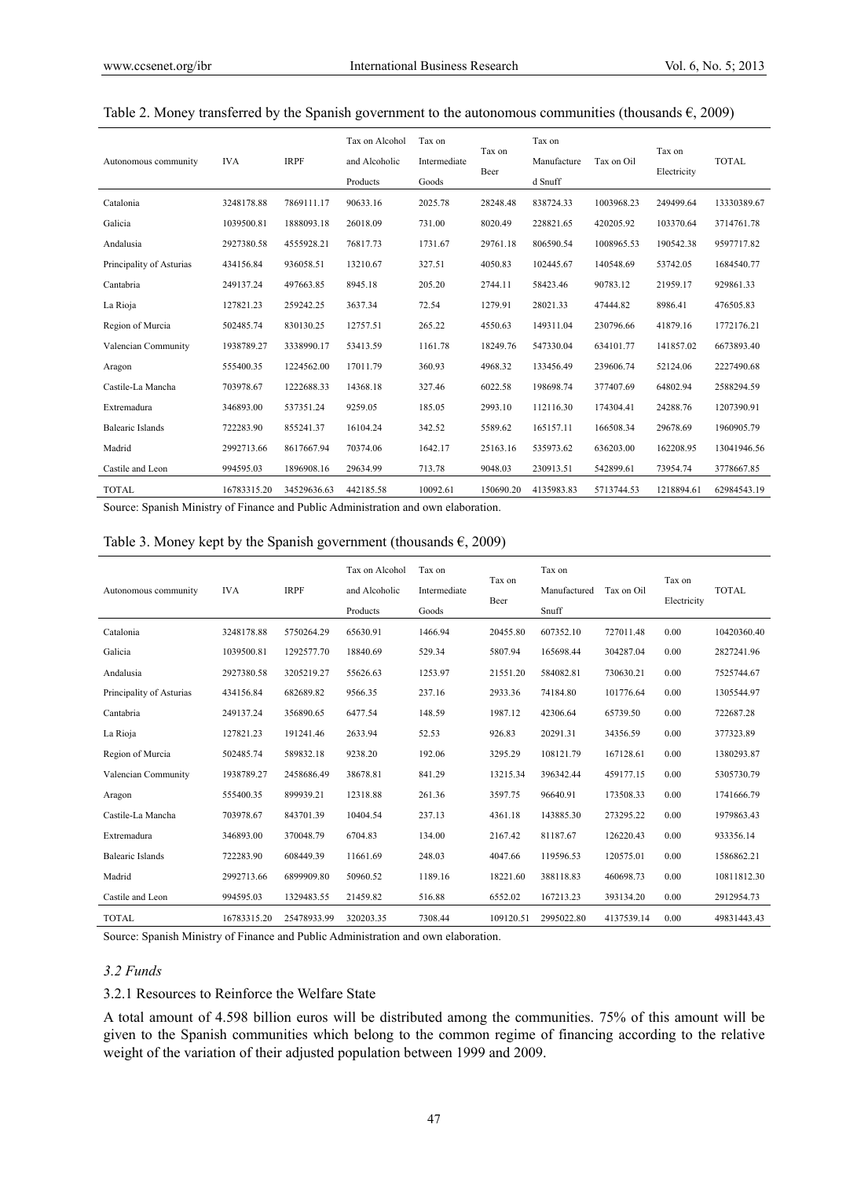Table 2. Money transferred by the Spanish government to the autonomous communities (thousands €, 2009)

| Autonomous community | IVA | IRPF | Tax on Alcohol and Alcoholic Products | Tax on Intermediate Goods | Tax on Beer | Tax on Manufactured Snuff | Tax on Oil | Tax on Electricity | TOTAL |
|---|---|---|---|---|---|---|---|---|---|
| Catalonia | 3248178.88 | 7869111.17 | 90633.16 | 2025.78 | 28248.48 | 838724.33 | 1003968.23 | 249499.64 | 13330389.67 |
| Galicia | 1039500.81 | 1888093.18 | 26018.09 | 731.00 | 8020.49 | 228821.65 | 420205.92 | 103370.64 | 3714761.78 |
| Andalusia | 2927380.58 | 4555928.21 | 76817.73 | 1731.67 | 29761.18 | 806590.54 | 1008965.53 | 190542.38 | 9597717.82 |
| Principality of Asturias | 434156.84 | 936058.51 | 13210.67 | 327.51 | 4050.83 | 102445.67 | 140548.69 | 53742.05 | 1684540.77 |
| Cantabria | 249137.24 | 497663.85 | 8945.18 | 205.20 | 2744.11 | 58423.46 | 90783.12 | 21959.17 | 929861.33 |
| La Rioja | 127821.23 | 259242.25 | 3637.34 | 72.54 | 1279.91 | 28021.33 | 47444.82 | 8986.41 | 476505.83 |
| Region of Murcia | 502485.74 | 830130.25 | 12757.51 | 265.22 | 4550.63 | 149311.04 | 230796.66 | 41879.16 | 1772176.21 |
| Valencian Community | 1938789.27 | 3338990.17 | 53413.59 | 1161.78 | 18249.76 | 547330.04 | 634101.77 | 141857.02 | 6673893.40 |
| Aragon | 555400.35 | 1224562.00 | 17011.79 | 360.93 | 4968.32 | 133456.49 | 239606.74 | 52124.06 | 2227490.68 |
| Castile-La Mancha | 703978.67 | 1222688.33 | 14368.18 | 327.46 | 6022.58 | 198698.74 | 377407.69 | 64802.94 | 2588294.59 |
| Extremadura | 346893.00 | 537351.24 | 9259.05 | 185.05 | 2993.10 | 112116.30 | 174304.41 | 24288.76 | 1207390.91 |
| Balearic Islands | 722283.90 | 855241.37 | 16104.24 | 342.52 | 5589.62 | 165157.11 | 166508.34 | 29678.69 | 1960905.79 |
| Madrid | 2992713.66 | 8617667.94 | 70374.06 | 1642.17 | 25163.16 | 535973.62 | 636203.00 | 162208.95 | 13041946.56 |
| Castile and Leon | 994595.03 | 1896908.16 | 29634.99 | 713.78 | 9048.03 | 230913.51 | 542899.61 | 73954.74 | 3778667.85 |
| TOTAL | 16783315.20 | 34529636.63 | 442185.58 | 10092.61 | 150690.20 | 4135983.83 | 5713744.53 | 1218894.61 | 62984543.19 |

Source: Spanish Ministry of Finance and Public Administration and own elaboration.

Table 3. Money kept by the Spanish government (thousands €, 2009)

| Autonomous community | IVA | IRPF | Tax on Alcohol and Alcoholic Products | Tax on Intermediate Goods | Tax on Beer | Tax on Manufactured Snuff | Tax on Oil | Tax on Electricity | TOTAL |
|---|---|---|---|---|---|---|---|---|---|
| Catalonia | 3248178.88 | 5750264.29 | 65630.91 | 1466.94 | 20455.80 | 607352.10 | 727011.48 | 0.00 | 10420360.40 |
| Galicia | 1039500.81 | 1292577.70 | 18840.69 | 529.34 | 5807.94 | 165698.44 | 304287.04 | 0.00 | 2827241.96 |
| Andalusia | 2927380.58 | 3205219.27 | 55626.63 | 1253.97 | 21551.20 | 584082.81 | 730630.21 | 0.00 | 7525744.67 |
| Principality of Asturias | 434156.84 | 682689.82 | 9566.35 | 237.16 | 2933.36 | 74184.80 | 101776.64 | 0.00 | 1305544.97 |
| Cantabria | 249137.24 | 356890.65 | 6477.54 | 148.59 | 1987.12 | 42306.64 | 65739.50 | 0.00 | 722687.28 |
| La Rioja | 127821.23 | 191241.46 | 2633.94 | 52.53 | 926.83 | 20291.31 | 34356.59 | 0.00 | 377323.89 |
| Region of Murcia | 502485.74 | 589832.18 | 9238.20 | 192.06 | 3295.29 | 108121.79 | 167128.61 | 0.00 | 1380293.87 |
| Valencian Community | 1938789.27 | 2458686.49 | 38678.81 | 841.29 | 13215.34 | 396342.44 | 459177.15 | 0.00 | 5305730.79 |
| Aragon | 555400.35 | 899939.21 | 12318.88 | 261.36 | 3597.75 | 96640.91 | 173508.33 | 0.00 | 1741666.79 |
| Castile-La Mancha | 703978.67 | 843701.39 | 10404.54 | 237.13 | 4361.18 | 143885.30 | 273295.22 | 0.00 | 1979863.43 |
| Extremadura | 346893.00 | 370048.79 | 6704.83 | 134.00 | 2167.42 | 81187.67 | 126220.43 | 0.00 | 933356.14 |
| Balearic Islands | 722283.90 | 608449.39 | 11661.69 | 248.03 | 4047.66 | 119596.53 | 120575.01 | 0.00 | 1586862.21 |
| Madrid | 2992713.66 | 6899909.80 | 50960.52 | 1189.16 | 18221.60 | 388118.83 | 460698.73 | 0.00 | 10811812.30 |
| Castile and Leon | 994595.03 | 1329483.55 | 21459.82 | 516.88 | 6552.02 | 167213.23 | 393134.20 | 0.00 | 2912954.73 |
| TOTAL | 16783315.20 | 25478933.99 | 320203.35 | 7308.44 | 109120.51 | 2995022.80 | 4137539.14 | 0.00 | 49831443.43 |

Source: Spanish Ministry of Finance and Public Administration and own elaboration.

### *3.2 Funds*

#### 3.2.1 Resources to Reinforce the Welfare State

A total amount of 4.598 billion euros will be distributed among the communities. 75% of this amount will be given to the Spanish communities which belong to the common regime of financing according to the relative weight of the variation of their adjusted population between 1999 and 2009.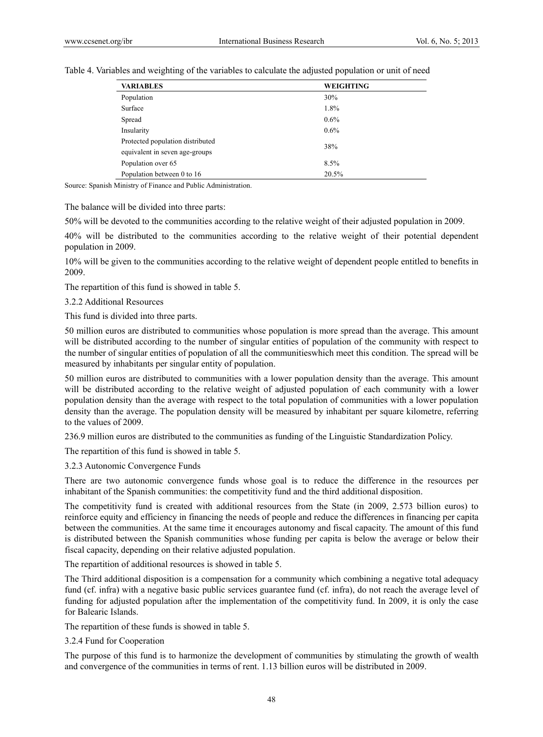Table 4. Variables and weighting of the variables to calculate the adjusted population or unit of need

| VARIABLES | WEIGHTING |
|---|---|
| Population | 30% |
| Surface | 1.8% |
| Spread | 0.6% |
| Insularity | 0.6% |
| Protected population distributed equivalent in seven age-groups | 38% |
| Population over 65 | 8.5% |
| Population between 0 to 16 | 20.5% |

Source: Spanish Ministry of Finance and Public Administration.

The balance will be divided into three parts:

50% will be devoted to the communities according to the relative weight of their adjusted population in 2009.

40% will be distributed to the communities according to the relative weight of their potential dependent population in 2009.

10% will be given to the communities according to the relative weight of dependent people entitled to benefits in 2009.

The repartition of this fund is showed in table 5.

3.2.2 Additional Resources

This fund is divided into three parts.

50 million euros are distributed to communities whose population is more spread than the average. This amount will be distributed according to the number of singular entities of population of the community with respect to the number of singular entities of population of all the communitieswhich meet this condition. The spread will be measured by inhabitants per singular entity of population.

50 million euros are distributed to communities with a lower population density than the average. This amount will be distributed according to the relative weight of adjusted population of each community with a lower population density than the average with respect to the total population of communities with a lower population density than the average. The population density will be measured by inhabitant per square kilometre, referring to the values of 2009.

236.9 million euros are distributed to the communities as funding of the Linguistic Standardization Policy.

The repartition of this fund is showed in table 5.

3.2.3 Autonomic Convergence Funds

There are two autonomic convergence funds whose goal is to reduce the difference in the resources per inhabitant of the Spanish communities: the competitivity fund and the third additional disposition.

The competitivity fund is created with additional resources from the State (in 2009, 2.573 billion euros) to reinforce equity and efficiency in financing the needs of people and reduce the differences in financing per capita between the communities. At the same time it encourages autonomy and fiscal capacity. The amount of this fund is distributed between the Spanish communities whose funding per capita is below the average or below their fiscal capacity, depending on their relative adjusted population.

The repartition of additional resources is showed in table 5.

The Third additional disposition is a compensation for a community which combining a negative total adequacy fund (cf. infra) with a negative basic public services guarantee fund (cf. infra), do not reach the average level of funding for adjusted population after the implementation of the competitivity fund. In 2009, it is only the case for Balearic Islands.

The repartition of these funds is showed in table 5.

3.2.4 Fund for Cooperation

The purpose of this fund is to harmonize the development of communities by stimulating the growth of wealth and convergence of the communities in terms of rent. 1.13 billion euros will be distributed in 2009.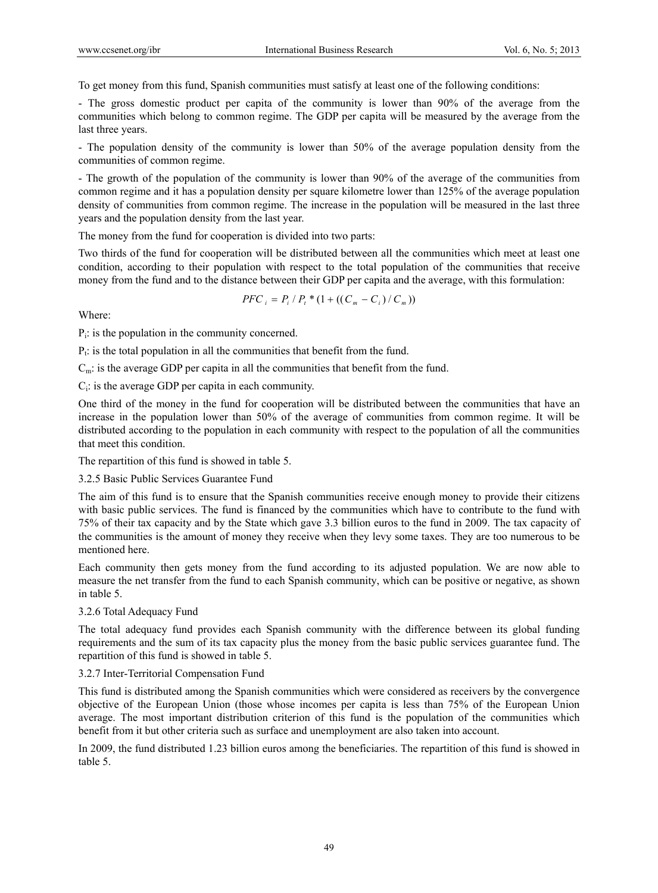To get money from this fund, Spanish communities must satisfy at least one of the following conditions:

- The gross domestic product per capita of the community is lower than 90% of the average from the communities which belong to common regime. The GDP per capita will be measured by the average from the last three years.

- The population density of the community is lower than 50% of the average population density from the communities of common regime.

- The growth of the population of the community is lower than 90% of the average of the communities from common regime and it has a population density per square kilometre lower than 125% of the average population density of communities from common regime. The increase in the population will be measured in the last three years and the population density from the last year.

The money from the fund for cooperation is divided into two parts:

Two thirds of the fund for cooperation will be distributed between all the communities which meet at least one condition, according to their population with respect to the total population of the communities that receive money from the fund and to the distance between their GDP per capita and the average, with this formulation:

$$PFC_i = P_i / P_t * (1 + ((C_m - C_i) / C_m))$$

Where:

$P_i$: is the population in the community concerned.

$P_t$: is the total population in all the communities that benefit from the fund.

$C_m$: is the average GDP per capita in all the communities that benefit from the fund.

$C_i$: is the average GDP per capita in each community.

One third of the money in the fund for cooperation will be distributed between the communities that have an increase in the population lower than 50% of the average of communities from common regime. It will be distributed according to the population in each community with respect to the population of all the communities that meet this condition.

The repartition of this fund is showed in table 5.

### 3.2.5 Basic Public Services Guarantee Fund

The aim of this fund is to ensure that the Spanish communities receive enough money to provide their citizens with basic public services. The fund is financed by the communities which have to contribute to the fund with 75% of their tax capacity and by the State which gave 3.3 billion euros to the fund in 2009. The tax capacity of the communities is the amount of money they receive when they levy some taxes. They are too numerous to be mentioned here.

Each community then gets money from the fund according to its adjusted population. We are now able to measure the net transfer from the fund to each Spanish community, which can be positive or negative, as shown in table 5.

### 3.2.6 Total Adequacy Fund

The total adequacy fund provides each Spanish community with the difference between its global funding requirements and the sum of its tax capacity plus the money from the basic public services guarantee fund. The repartition of this fund is showed in table 5.

### 3.2.7 Inter-Territorial Compensation Fund

This fund is distributed among the Spanish communities which were considered as receivers by the convergence objective of the European Union (those whose incomes per capita is less than 75% of the European Union average. The most important distribution criterion of this fund is the population of the communities which benefit from it but other criteria such as surface and unemployment are also taken into account.

In 2009, the fund distributed 1.23 billion euros among the beneficiaries. The repartition of this fund is showed in table 5.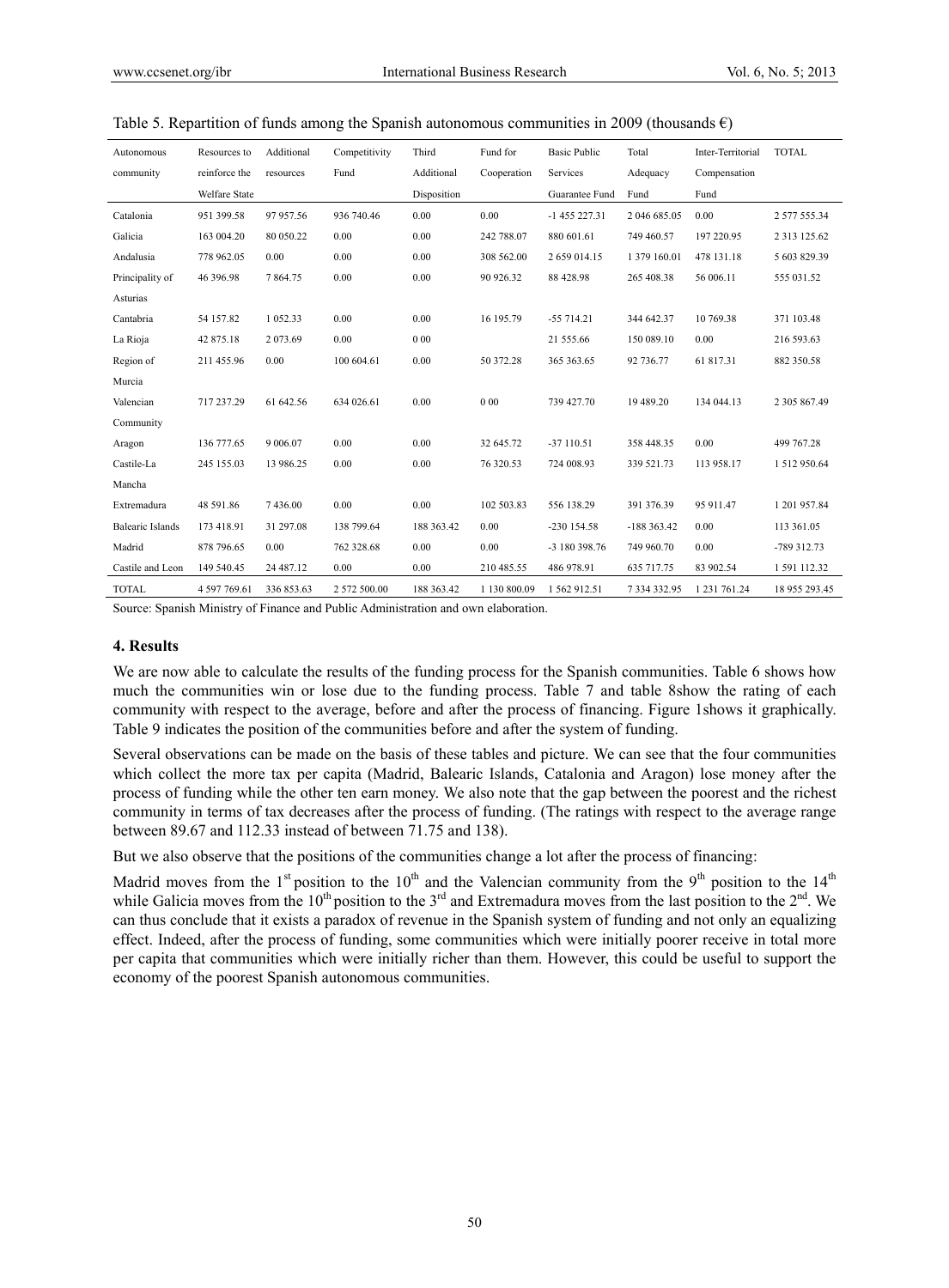Table 5. Repartition of funds among the Spanish autonomous communities in 2009 (thousands €)

| Autonomous community | Resources to reinforce the Welfare State | Additional resources | Competitivity Fund | Third Additional Disposition | Fund for Cooperation | Basic Public Services Guarantee Fund | Total Adequacy Fund | Inter-Territorial Compensation Fund | TOTAL |
|---|---|---|---|---|---|---|---|---|---|
| Catalonia | 951 399.58 | 97 957.56 | 936 740.46 | 0.00 | 0.00 | -1 455 227.31 | 2 046 685.05 | 0.00 | 2 577 555.34 |
| Galicia | 163 004.20 | 80 050.22 | 0.00 | 0.00 | 242 788.07 | 880 601.61 | 749 460.57 | 197 220.95 | 2 313 125.62 |
| Andalusia | 778 962.05 | 0.00 | 0.00 | 0.00 | 308 562.00 | 2 659 014.15 | 1 379 160.01 | 478 131.18 | 5 603 829.39 |
| Principality of Asturias | 46 396.98 | 7 864.75 | 0.00 | 0.00 | 90 926.32 | 88 428.98 | 265 408.38 | 56 006.11 | 555 031.52 |
| Cantabria | 54 157.82 | 1 052.33 | 0.00 | 0.00 | 16 195.79 | -55 714.21 | 344 642.37 | 10 769.38 | 371 103.48 |
| La Rioja | 42 875.18 | 2 073.69 | 0.00 | 0 00 | | 21 555.66 | 150 089.10 | 0.00 | 216 593.63 |
| Region of Murcia | 211 455.96 | 0.00 | 100 604.61 | 0.00 | 50 372.28 | 365 363.65 | 92 736.77 | 61 817.31 | 882 350.58 |
| Valencian Community | 717 237.29 | 61 642.56 | 634 026.61 | 0.00 | 0 00 | 739 427.70 | 19 489.20 | 134 044.13 | 2 305 867.49 |
| Aragon | 136 777.65 | 9 006.07 | 0.00 | 0.00 | 32 645.72 | -37 110.51 | 358 448.35 | 0.00 | 499 767.28 |
| Castile-La Mancha | 245 155.03 | 13 986.25 | 0.00 | 0.00 | 76 320.53 | 724 008.93 | 339 521.73 | 113 958.17 | 1 512 950.64 |
| Extremadura | 48 591.86 | 7 436.00 | 0.00 | 0.00 | 102 503.83 | 556 138.29 | 391 376.39 | 95 911.47 | 1 201 957.84 |
| Balearic Islands | 173 418.91 | 31 297.08 | 138 799.64 | 188 363.42 | 0.00 | -230 154.58 | -188 363.42 | 0.00 | 113 361.05 |
| Madrid | 878 796.65 | 0.00 | 762 328.68 | 0.00 | 0.00 | -3 180 398.76 | 749 960.70 | 0.00 | -789 312.73 |
| Castile and Leon | 149 540.45 | 24 487.12 | 0.00 | 0.00 | 210 485.55 | 486 978.91 | 635 717.75 | 83 902.54 | 1 591 112.32 |
| TOTAL | 4 597 769.61 | 336 853.63 | 2 572 500.00 | 188 363.42 | 1 130 800.09 | 1 562 912.51 | 7 334 332.95 | 1 231 761.24 | 18 955 293.45 |

Source: Spanish Ministry of Finance and Public Administration and own elaboration.

## 4. Results

We are now able to calculate the results of the funding process for the Spanish communities. Table 6 shows how much the communities win or lose due to the funding process. Table 7 and table 8show the rating of each community with respect to the average, before and after the process of financing. Figure 1shows it graphically. Table 9 indicates the position of the communities before and after the system of funding.

Several observations can be made on the basis of these tables and picture. We can see that the four communities which collect the more tax per capita (Madrid, Balearic Islands, Catalonia and Aragon) lose money after the process of funding while the other ten earn money. We also note that the gap between the poorest and the richest community in terms of tax decreases after the process of funding. (The ratings with respect to the average range between 89.67 and 112.33 instead of between 71.75 and 138).

But we also observe that the positions of the communities change a lot after the process of financing:

Madrid moves from the 1st position to the 10th and the Valencian community from the 9th position to the 14th while Galicia moves from the 10th position to the 3rd and Extremadura moves from the last position to the 2nd. We can thus conclude that it exists a paradox of revenue in the Spanish system of funding and not only an equalizing effect. Indeed, after the process of funding, some communities which were initially poorer receive in total more per capita that communities which were initially richer than them. However, this could be useful to support the economy of the poorest Spanish autonomous communities.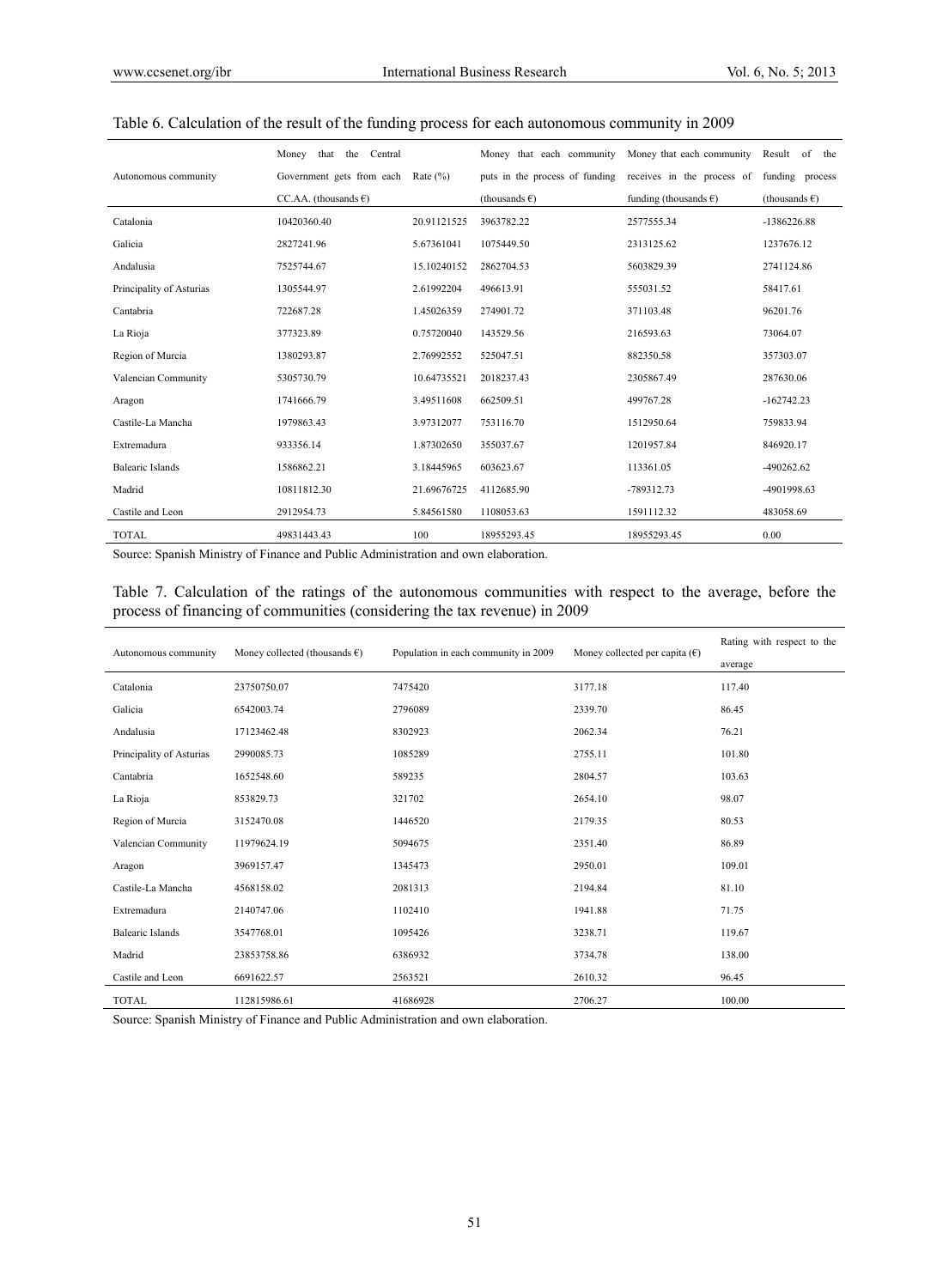Table 6. Calculation of the result of the funding process for each autonomous community in 2009

| Autonomous community | Money that the Central Government gets from each CC.AA. (thousands €) | Rate (%) | Money that each community puts in the process of funding (thousands €) | Money that each community receives in the process of funding (thousands €) | Result of the funding process (thousands €) |
|---|---|---|---|---|---|
| Catalonia | 10420360.40 | 20.91121525 | 3963782.22 | 2577555.34 | -1386226.88 |
| Galicia | 2827241.96 | 5.67361041 | 1075449.50 | 2313125.62 | 1237676.12 |
| Andalusia | 7525744.67 | 15.10240152 | 2862704.53 | 5603829.39 | 2741124.86 |
| Principality of Asturias | 1305544.97 | 2.61992204 | 496613.91 | 555031.52 | 58417.61 |
| Cantabria | 722687.28 | 1.45026359 | 274901.72 | 371103.48 | 96201.76 |
| La Rioja | 377323.89 | 0.75720040 | 143529.56 | 216593.63 | 73064.07 |
| Region of Murcia | 1380293.87 | 2.76992552 | 525047.51 | 882350.58 | 357303.07 |
| Valencian Community | 5305730.79 | 10.64735521 | 2018237.43 | 2305867.49 | 287630.06 |
| Aragon | 1741666.79 | 3.49511608 | 662509.51 | 499767.28 | -162742.23 |
| Castile-La Mancha | 1979863.43 | 3.97312077 | 753116.70 | 1512950.64 | 759833.94 |
| Extremadura | 933356.14 | 1.87302650 | 355037.67 | 1201957.84 | 846920.17 |
| Balearic Islands | 1586862.21 | 3.18445965 | 603623.67 | 113361.05 | -490262.62 |
| Madrid | 10811812.30 | 21.69676725 | 4112685.90 | -789312.73 | -4901998.63 |
| Castile and Leon | 2912954.73 | 5.84561580 | 1108053.63 | 1591112.32 | 483058.69 |
| TOTAL | 49831443.43 | 100 | 18955293.45 | 18955293.45 | 0.00 |

Source: Spanish Ministry of Finance and Public Administration and own elaboration.

Table 7. Calculation of the ratings of the autonomous communities with respect to the average, before the process of financing of communities (considering the tax revenue) in 2009

| Autonomous community | Money collected (thousands €) | Population in each community in 2009 | Money collected per capita (€) | Rating with respect to the average |
|---|---|---|---|---|
| Catalonia | 23750750.07 | 7475420 | 3177.18 | 117.40 |
| Galicia | 6542003.74 | 2796089 | 2339.70 | 86.45 |
| Andalusia | 17123462.48 | 8302923 | 2062.34 | 76.21 |
| Principality of Asturias | 2990085.73 | 1085289 | 2755.11 | 101.80 |
| Cantabria | 1652548.60 | 589235 | 2804.57 | 103.63 |
| La Rioja | 853829.73 | 321702 | 2654.10 | 98.07 |
| Region of Murcia | 3152470.08 | 1446520 | 2179.35 | 80.53 |
| Valencian Community | 11979624.19 | 5094675 | 2351.40 | 86.89 |
| Aragon | 3969157.47 | 1345473 | 2950.01 | 109.01 |
| Castile-La Mancha | 4568158.02 | 2081313 | 2194.84 | 81.10 |
| Extremadura | 2140747.06 | 1102410 | 1941.88 | 71.75 |
| Balearic Islands | 3547768.01 | 1095426 | 3238.71 | 119.67 |
| Madrid | 23853758.86 | 6386932 | 3734.78 | 138.00 |
| Castile and Leon | 6691622.57 | 2563521 | 2610.32 | 96.45 |
| TOTAL | 112815986.61 | 41686928 | 2706.27 | 100.00 |

Source: Spanish Ministry of Finance and Public Administration and own elaboration.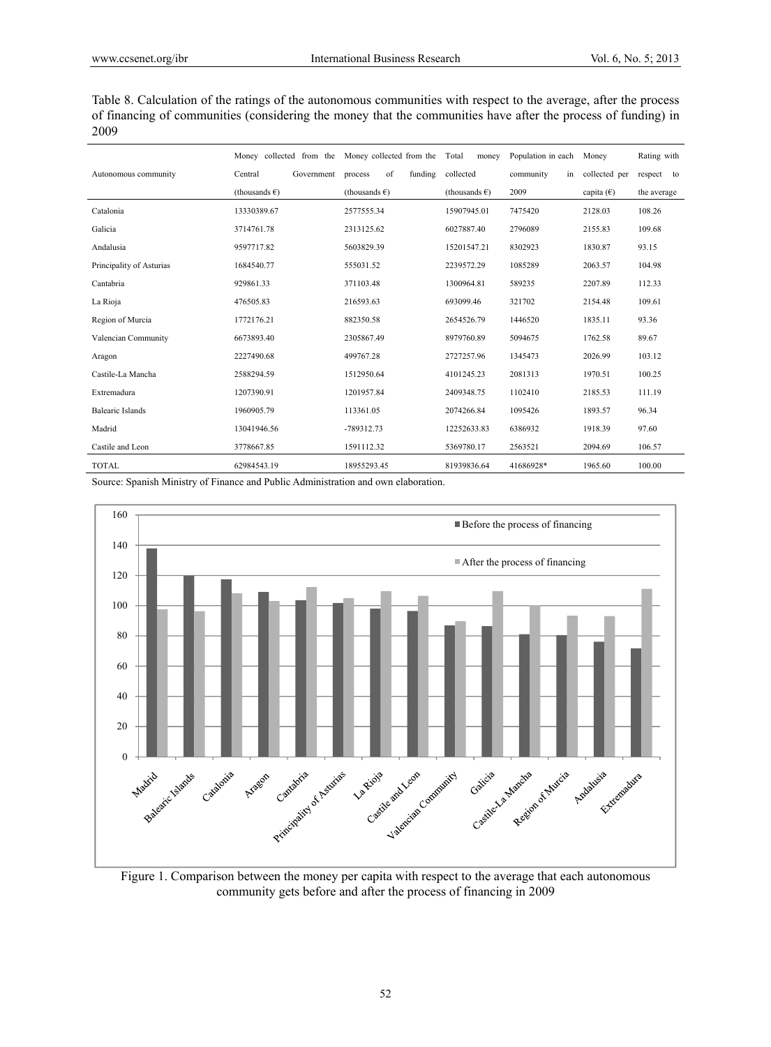Table 8. Calculation of the ratings of the autonomous communities with respect to the average, after the process of financing of communities (considering the money that the communities have after the process of funding) in 2009

| Autonomous community | Money collected from the Central Government (thousands €) | Money collected from the process of funding (thousands €) | Total money collected (thousands €) | Population in each community in 2009 | Money collected per capita (€) | Rating with respect to the average |
|---|---|---|---|---|---|---|
| Catalonia | 13330389.67 | 2577555.34 | 15907945.01 | 7475420 | 2128.03 | 108.26 |
| Galicia | 3714761.78 | 2313125.62 | 6027887.40 | 2796089 | 2155.83 | 109.68 |
| Andalusia | 9597717.82 | 5603829.39 | 15201547.21 | 8302923 | 1830.87 | 93.15 |
| Principality of Asturias | 1684540.77 | 555031.52 | 2239572.29 | 1085289 | 2063.57 | 104.98 |
| Cantabria | 929861.33 | 371103.48 | 1300964.81 | 589235 | 2207.89 | 112.33 |
| La Rioja | 476505.83 | 216593.63 | 693099.46 | 321702 | 2154.48 | 109.61 |
| Region of Murcia | 1772176.21 | 882350.58 | 2654526.79 | 1446520 | 1835.11 | 93.36 |
| Valencian Community | 6673893.40 | 2305867.49 | 8979760.89 | 5094675 | 1762.58 | 89.67 |
| Aragon | 2227490.68 | 499767.28 | 2727257.96 | 1345473 | 2026.99 | 103.12 |
| Castile-La Mancha | 2588294.59 | 1512950.64 | 4101245.23 | 2081313 | 1970.51 | 100.25 |
| Extremadura | 1207390.91 | 1201957.84 | 2409348.75 | 1102410 | 2185.53 | 111.19 |
| Balearic Islands | 1960905.79 | 113361.05 | 2074266.84 | 1095426 | 1893.57 | 96.34 |
| Madrid | 13041946.56 | -789312.73 | 12252633.83 | 6386932 | 1918.39 | 97.60 |
| Castile and Leon | 3778667.85 | 1591112.32 | 5369780.17 | 2563521 | 2094.69 | 106.57 |
| TOTAL | 62984543.19 | 18955293.45 | 81939836.64 | 41686928* | 1965.60 | 100.00 |

Source: Spanish Ministry of Finance and Public Administration and own elaboration.

160
140
120
100
80
60
40
20
0

■ Before the process of financing
■ After the process of financing

Madrid, Balearic Islands, Catalonia, Aragon, Cantabria, Principality of Asturias, La Rioja, Castile and Leon, Valencian Community, Galicia, Castile-La Mancha, Region of Murcia, Andalusia, Extremadura

Figure 1. Comparison between the money per capita with respect to the average that each autonomous community gets before and after the process of financing in 2009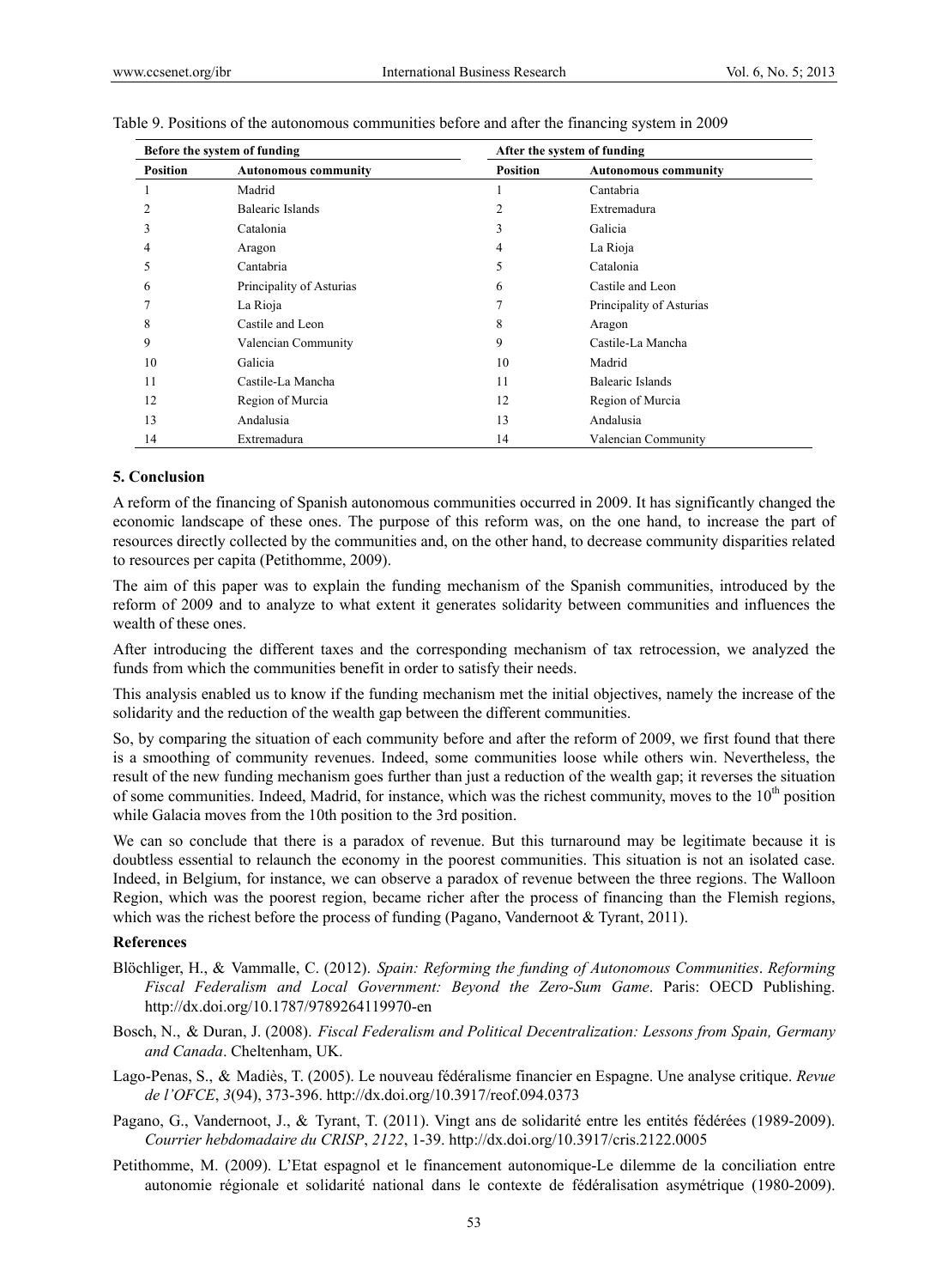Table 9. Positions of the autonomous communities before and after the financing system in 2009

| Before the system of funding | | After the system of funding | |
|---|---|---|---|
| **Position** | **Autonomous community** | **Position** | **Autonomous community** |
| 1 | Madrid | 1 | Cantabria |
| 2 | Balearic Islands | 2 | Extremadura |
| 3 | Catalonia | 3 | Galicia |
| 4 | Aragon | 4 | La Rioja |
| 5 | Cantabria | 5 | Catalonia |
| 6 | Principality of Asturias | 6 | Castile and Leon |
| 7 | La Rioja | 7 | Principality of Asturias |
| 8 | Castile and Leon | 8 | Aragon |
| 9 | Valencian Community | 9 | Castile-La Mancha |
| 10 | Galicia | 10 | Madrid |
| 11 | Castile-La Mancha | 11 | Balearic Islands |
| 12 | Region of Murcia | 12 | Region of Murcia |
| 13 | Andalusia | 13 | Andalusia |
| 14 | Extremadura | 14 | Valencian Community |

## 5. Conclusion

A reform of the financing of Spanish autonomous communities occurred in 2009. It has significantly changed the economic landscape of these ones. The purpose of this reform was, on the one hand, to increase the part of resources directly collected by the communities and, on the other hand, to decrease community disparities related to resources per capita (Petithomme, 2009).

The aim of this paper was to explain the funding mechanism of the Spanish communities, introduced by the reform of 2009 and to analyze to what extent it generates solidarity between communities and influences the wealth of these ones.

After introducing the different taxes and the corresponding mechanism of tax retrocession, we analyzed the funds from which the communities benefit in order to satisfy their needs.

This analysis enabled us to know if the funding mechanism met the initial objectives, namely the increase of the solidarity and the reduction of the wealth gap between the different communities.

So, by comparing the situation of each community before and after the reform of 2009, we first found that there is a smoothing of community revenues. Indeed, some communities loose while others win. Nevertheless, the result of the new funding mechanism goes further than just a reduction of the wealth gap; it reverses the situation of some communities. Indeed, Madrid, for instance, which was the richest community, moves to the 10$^{th}$ position while Galacia moves from the 10th position to the 3rd position.

We can so conclude that there is a paradox of revenue. But this turnaround may be legitimate because it is doubtless essential to relaunch the economy in the poorest communities. This situation is not an isolated case. Indeed, in Belgium, for instance, we can observe a paradox of revenue between the three regions. The Walloon Region, which was the poorest region, became richer after the process of financing than the Flemish regions, which was the richest before the process of funding (Pagano, Vandernoot & Tyrant, 2011).

## References

Blöchliger, H., & Vammalle, C. (2012). *Spain: Reforming the funding of Autonomous Communities*. *Reforming Fiscal Federalism and Local Government: Beyond the Zero-Sum Game*. Paris: OECD Publishing. http://dx.doi.org/10.1787/9789264119970-en

Bosch, N., & Duran, J. (2008). *Fiscal Federalism and Political Decentralization: Lessons from Spain, Germany and Canada*. Cheltenham, UK.

Lago-Penas, S., & Madiès, T. (2005). Le nouveau fédéralisme financier en Espagne. Une analyse critique. *Revue de l'OFCE*, *3*(94), 373-396. http://dx.doi.org/10.3917/reof.094.0373

Pagano, G., Vandernoot, J., & Tyrant, T. (2011). Vingt ans de solidarité entre les entités fédérées (1989-2009). *Courrier hebdomadaire du CRISP*, *2122*, 1-39. http://dx.doi.org/10.3917/cris.2122.0005

Petithomme, M. (2009). L'Etat espagnol et le financement autonomique-Le dilemme de la conciliation entre autonomie régionale et solidarité national dans le contexte de fédéralisation asymétrique (1980-2009).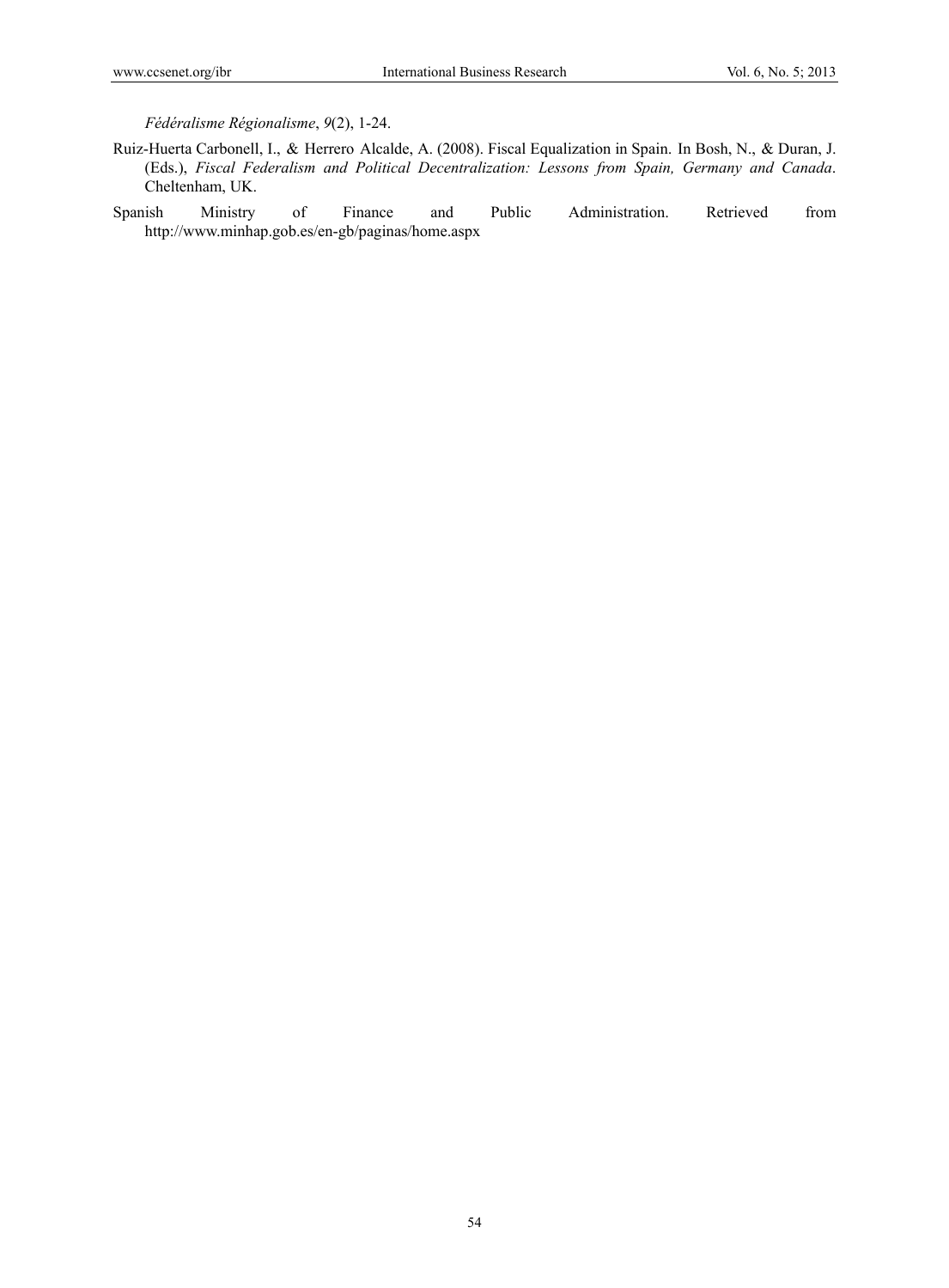*Fédéralisme Régionalisme*, *9*(2), 1-24.

Ruiz-Huerta Carbonell, I., & Herrero Alcalde, A. (2008). Fiscal Equalization in Spain. In Bosh, N., & Duran, J. (Eds.), *Fiscal Federalism and Political Decentralization: Lessons from Spain, Germany and Canada*. Cheltenham, UK.

Spanish Ministry of Finance and Public Administration. Retrieved from http://www.minhap.gob.es/en-gb/paginas/home.aspx